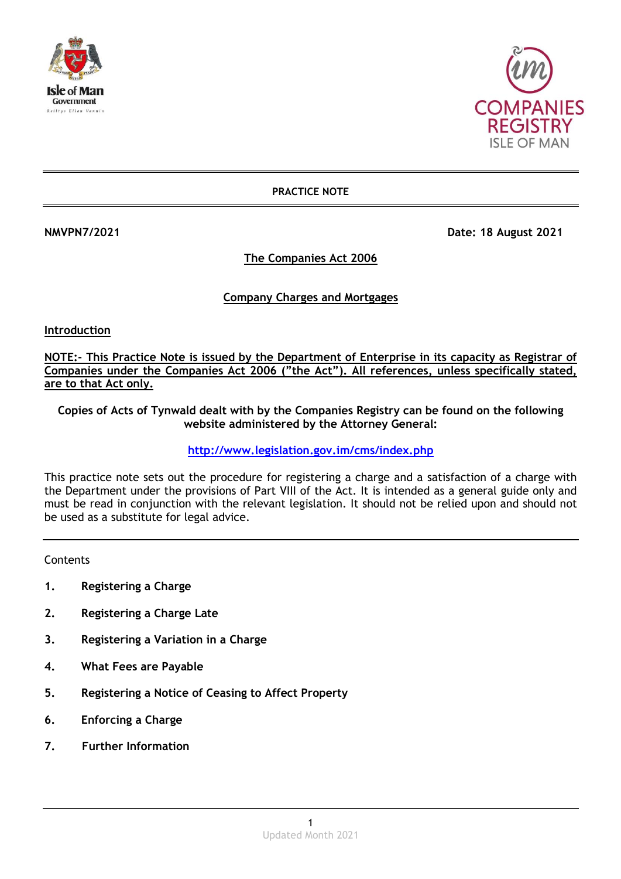**PRACTICE NOTE**

**NMVPN7/2021** **Date: 18 August 2021**

## The Companies Act 2006

## Company Charges and Mortgages

### Introduction

**NOTE:- This Practice Note is issued by the Department of Enterprise in its capacity as Registrar of Companies under the Companies Act 2006 ("the Act"). All references, unless specifically stated, are to that Act only.**

**Copies of Acts of Tynwald dealt with by the Companies Registry can be found on the following website administered by the Attorney General:**

**http://www.legislation.gov.im/cms/index.php**

This practice note sets out the procedure for registering a charge and a satisfaction of a charge with the Department under the provisions of Part VIII of the Act. It is intended as a general guide only and must be read in conjunction with the relevant legislation. It should not be relied upon and should not be used as a substitute for legal advice.

---

Contents

1. **Registering a Charge**
2. **Registering a Charge Late**
3. **Registering a Variation in a Charge**
4. **What Fees are Payable**
5. **Registering a Notice of Ceasing to Affect Property**
6. **Enforcing a Charge**
7. **Further Information**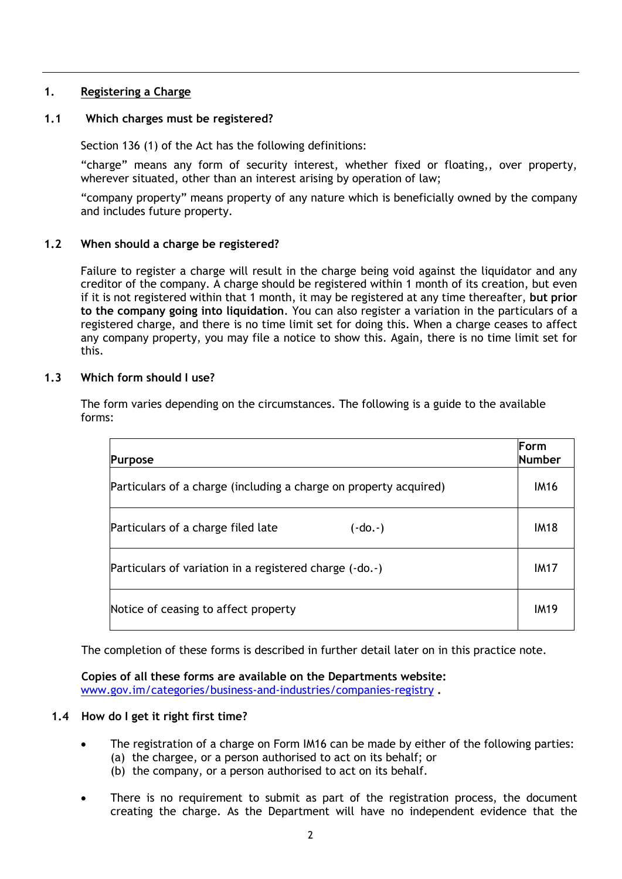## 1. Registering a Charge

### 1.1 Which charges must be registered?

Section 136 (1) of the Act has the following definitions:

"charge" means any form of security interest, whether fixed or floating,, over property, wherever situated, other than an interest arising by operation of law;

"company property" means property of any nature which is beneficially owned by the company and includes future property.

### 1.2 When should a charge be registered?

Failure to register a charge will result in the charge being void against the liquidator and any creditor of the company. A charge should be registered within 1 month of its creation, but even if it is not registered within that 1 month, it may be registered at any time thereafter, **but prior to the company going into liquidation**. You can also register a variation in the particulars of a registered charge, and there is no time limit set for doing this. When a charge ceases to affect any company property, you may file a notice to show this. Again, there is no time limit set for this.

### 1.3 Which form should I use?

The form varies depending on the circumstances. The following is a guide to the available forms:

| Purpose | Form Number |
|---|---|
| Particulars of a charge (including a charge on property acquired) | IM16 |
| Particulars of a charge filed late (-do.-) | IM18 |
| Particulars of variation in a registered charge (-do.-) | IM17 |
| Notice of ceasing to affect property | IM19 |

The completion of these forms is described in further detail later on in this practice note.

**Copies of all these forms are available on the Departments website:**
www.gov.im/categories/business-and-industries/companies-registry **.**

### 1.4 How do I get it right first time?

- The registration of a charge on Form IM16 can be made by either of the following parties:
  (a) the chargee, or a person authorised to act on its behalf; or
  (b) the company, or a person authorised to act on its behalf.

- There is no requirement to submit as part of the registration process, the document creating the charge. As the Department will have no independent evidence that the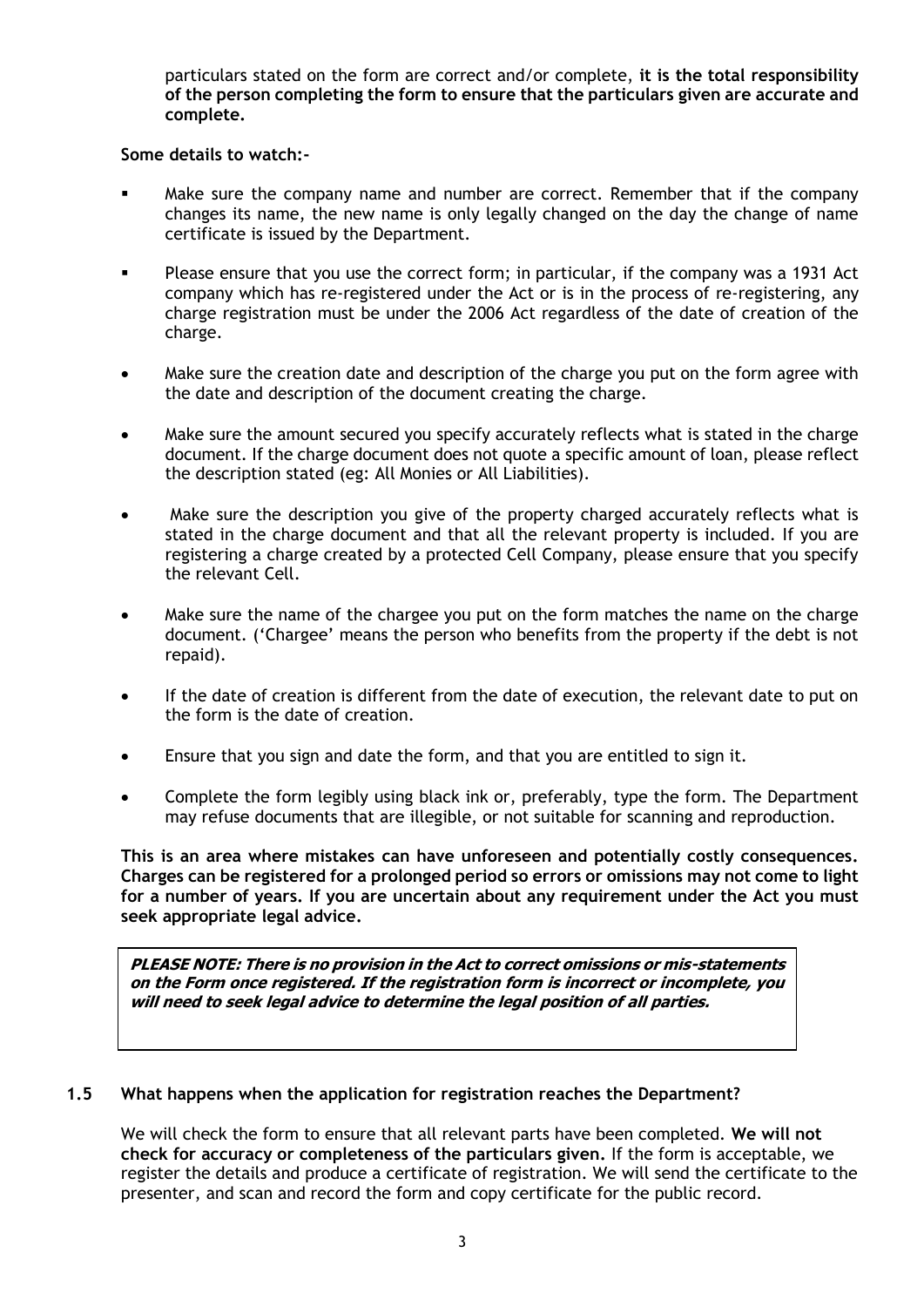particulars stated on the form are correct and/or complete, **it is the total responsibility of the person completing the form to ensure that the particulars given are accurate and complete.**

**Some details to watch:-**

- Make sure the company name and number are correct. Remember that if the company changes its name, the new name is only legally changed on the day the change of name certificate is issued by the Department.
- Please ensure that you use the correct form; in particular, if the company was a 1931 Act company which has re-registered under the Act or is in the process of re-registering, any charge registration must be under the 2006 Act regardless of the date of creation of the charge.
- Make sure the creation date and description of the charge you put on the form agree with the date and description of the document creating the charge.
- Make sure the amount secured you specify accurately reflects what is stated in the charge document. If the charge document does not quote a specific amount of loan, please reflect the description stated (eg: All Monies or All Liabilities).
- Make sure the description you give of the property charged accurately reflects what is stated in the charge document and that all the relevant property is included. If you are registering a charge created by a protected Cell Company, please ensure that you specify the relevant Cell.
- Make sure the name of the chargee you put on the form matches the name on the charge document. ('Chargee' means the person who benefits from the property if the debt is not repaid).
- If the date of creation is different from the date of execution, the relevant date to put on the form is the date of creation.
- Ensure that you sign and date the form, and that you are entitled to sign it.
- Complete the form legibly using black ink or, preferably, type the form. The Department may refuse documents that are illegible, or not suitable for scanning and reproduction.

**This is an area where mistakes can have unforeseen and potentially costly consequences. Charges can be registered for a prolonged period so errors or omissions may not come to light for a number of years. If you are uncertain about any requirement under the Act you must seek appropriate legal advice.**

> ***PLEASE NOTE: There is no provision in the Act to correct omissions or mis-statements on the Form once registered. If the registration form is incorrect or incomplete, you will need to seek legal advice to determine the legal position of all parties.***

### 1.5 What happens when the application for registration reaches the Department?

We will check the form to ensure that all relevant parts have been completed. **We will not check for accuracy or completeness of the particulars given.** If the form is acceptable, we register the details and produce a certificate of registration. We will send the certificate to the presenter, and scan and record the form and copy certificate for the public record.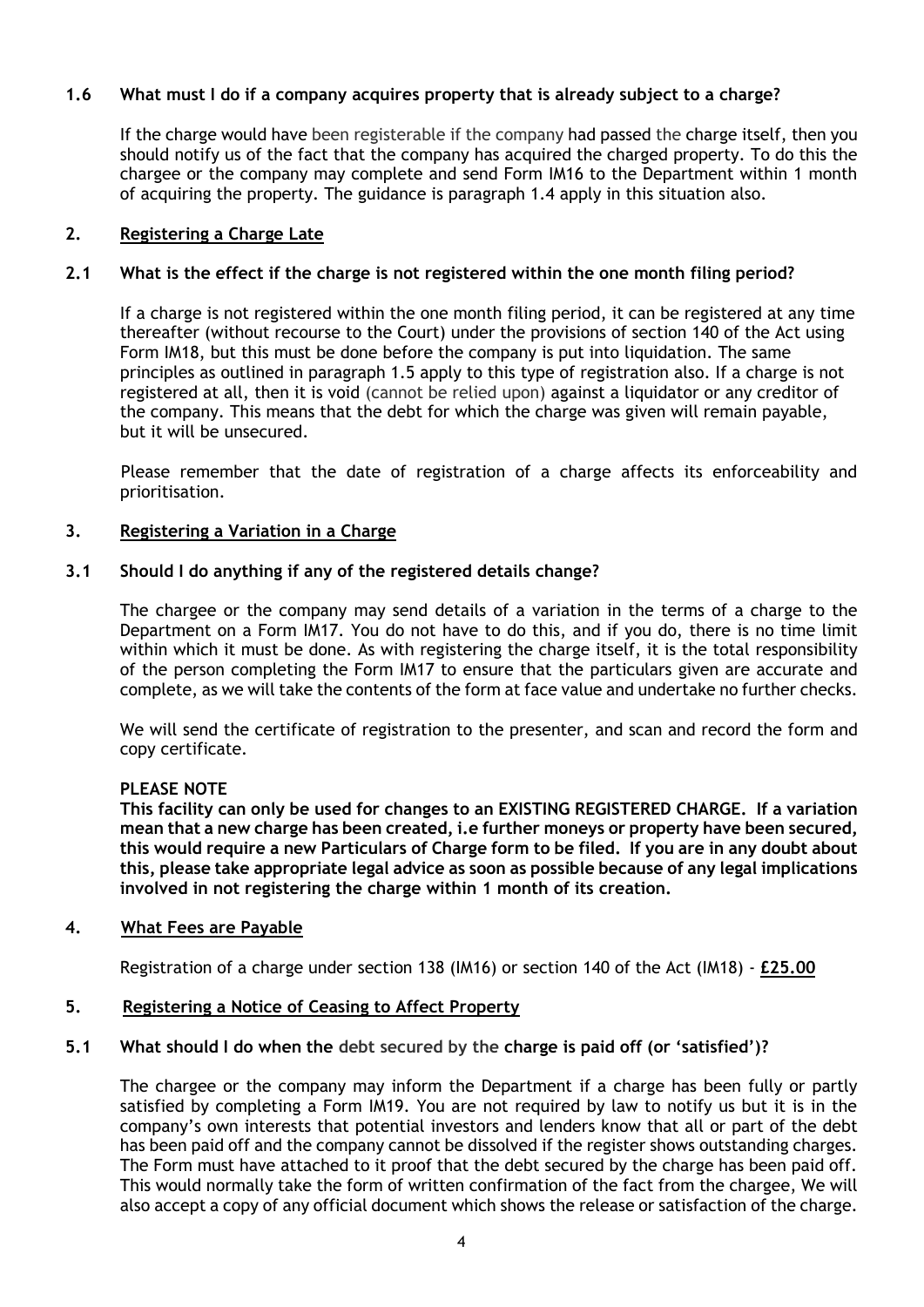### 1.6 What must I do if a company acquires property that is already subject to a charge?

If the charge would have been registerable if the company had passed the charge itself, then you should notify us of the fact that the company has acquired the charged property. To do this the chargee or the company may complete and send Form IM16 to the Department within 1 month of acquiring the property. The guidance is paragraph 1.4 apply in this situation also.

## 2. Registering a Charge Late

### 2.1 What is the effect if the charge is not registered within the one month filing period?

If a charge is not registered within the one month filing period, it can be registered at any time thereafter (without recourse to the Court) under the provisions of section 140 of the Act using Form IM18, but this must be done before the company is put into liquidation. The same principles as outlined in paragraph 1.5 apply to this type of registration also. If a charge is not registered at all, then it is void (cannot be relied upon) against a liquidator or any creditor of the company. This means that the debt for which the charge was given will remain payable, but it will be unsecured.

Please remember that the date of registration of a charge affects its enforceability and prioritisation.

## 3. Registering a Variation in a Charge

### 3.1 Should I do anything if any of the registered details change?

The chargee or the company may send details of a variation in the terms of a charge to the Department on a Form IM17. You do not have to do this, and if you do, there is no time limit within which it must be done. As with registering the charge itself, it is the total responsibility of the person completing the Form IM17 to ensure that the particulars given are accurate and complete, as we will take the contents of the form at face value and undertake no further checks.

We will send the certificate of registration to the presenter, and scan and record the form and copy certificate.

**PLEASE NOTE**
**This facility can only be used for changes to an EXISTING REGISTERED CHARGE. If a variation mean that a new charge has been created, i.e further moneys or property have been secured, this would require a new Particulars of Charge form to be filed. If you are in any doubt about this, please take appropriate legal advice as soon as possible because of any legal implications involved in not registering the charge within 1 month of its creation.**

## 4. What Fees are Payable

Registration of a charge under section 138 (IM16) or section 140 of the Act (IM18) - **£25.00**

## 5. Registering a Notice of Ceasing to Affect Property

### 5.1 What should I do when the debt secured by the charge is paid off (or 'satisfied')?

The chargee or the company may inform the Department if a charge has been fully or partly satisfied by completing a Form IM19. You are not required by law to notify us but it is in the company's own interests that potential investors and lenders know that all or part of the debt has been paid off and the company cannot be dissolved if the register shows outstanding charges. The Form must have attached to it proof that the debt secured by the charge has been paid off. This would normally take the form of written confirmation of the fact from the chargee, We will also accept a copy of any official document which shows the release or satisfaction of the charge.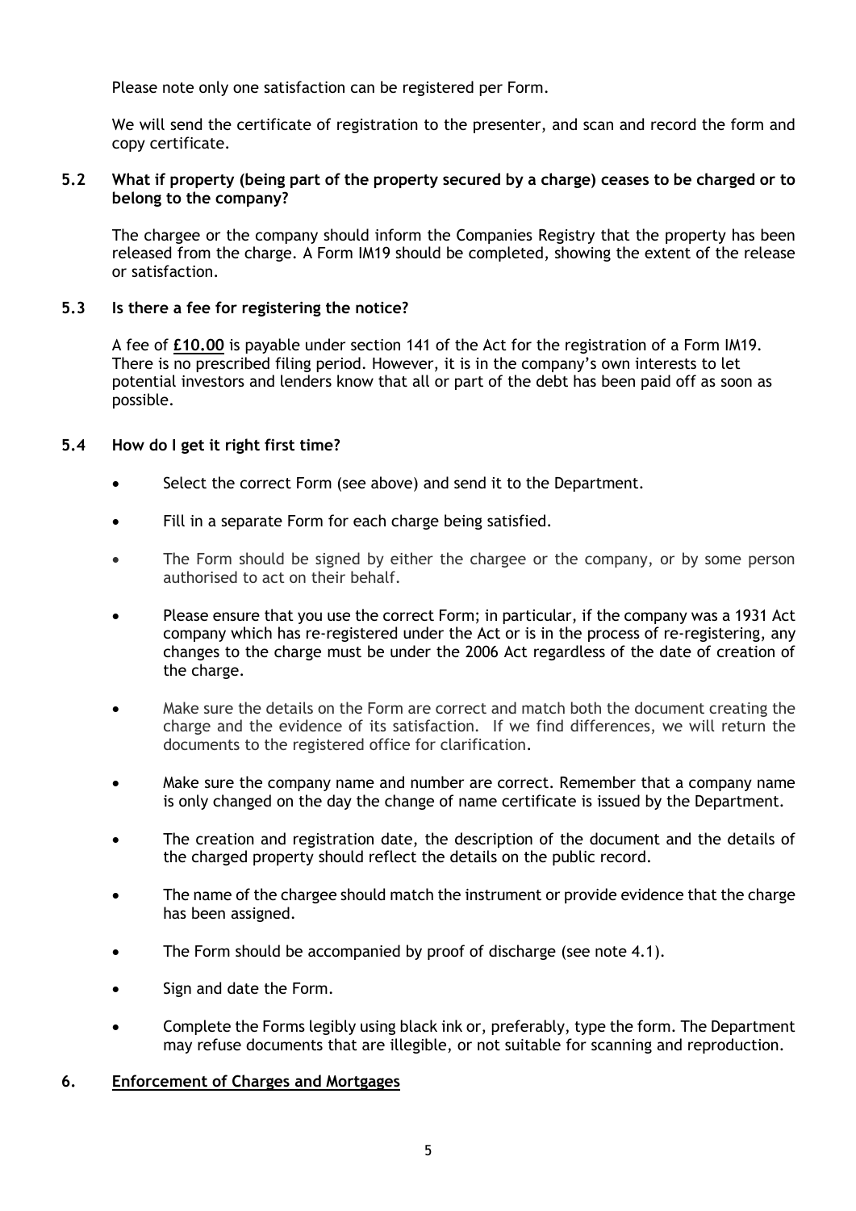Please note only one satisfaction can be registered per Form.

We will send the certificate of registration to the presenter, and scan and record the form and copy certificate.

### 5.2 What if property (being part of the property secured by a charge) ceases to be charged or to belong to the company?

The chargee or the company should inform the Companies Registry that the property has been released from the charge. A Form IM19 should be completed, showing the extent of the release or satisfaction.

### 5.3 Is there a fee for registering the notice?

A fee of **£10.00** is payable under section 141 of the Act for the registration of a Form IM19. There is no prescribed filing period. However, it is in the company's own interests to let potential investors and lenders know that all or part of the debt has been paid off as soon as possible.

### 5.4 How do I get it right first time?

- Select the correct Form (see above) and send it to the Department.
- Fill in a separate Form for each charge being satisfied.
- The Form should be signed by either the chargee or the company, or by some person authorised to act on their behalf.
- Please ensure that you use the correct Form; in particular, if the company was a 1931 Act company which has re-registered under the Act or is in the process of re-registering, any changes to the charge must be under the 2006 Act regardless of the date of creation of the charge.
- Make sure the details on the Form are correct and match both the document creating the charge and the evidence of its satisfaction. If we find differences, we will return the documents to the registered office for clarification.
- Make sure the company name and number are correct. Remember that a company name is only changed on the day the change of name certificate is issued by the Department.
- The creation and registration date, the description of the document and the details of the charged property should reflect the details on the public record.
- The name of the chargee should match the instrument or provide evidence that the charge has been assigned.
- The Form should be accompanied by proof of discharge (see note 4.1).
- Sign and date the Form.
- Complete the Forms legibly using black ink or, preferably, type the form. The Department may refuse documents that are illegible, or not suitable for scanning and reproduction.

## 6. Enforcement of Charges and Mortgages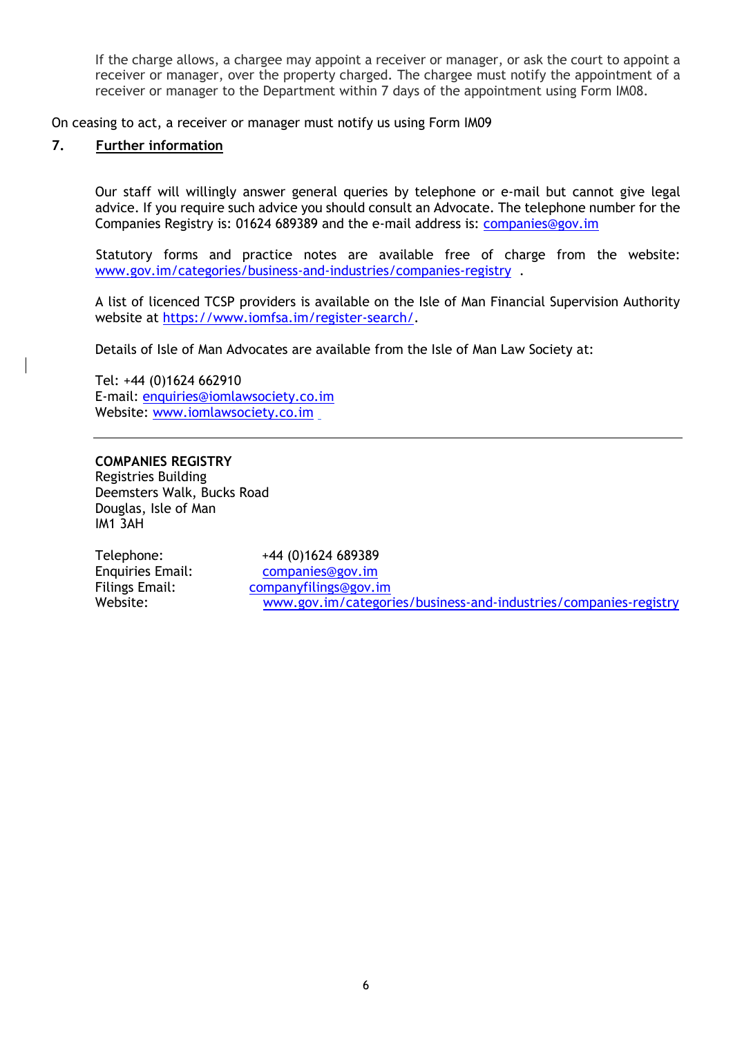If the charge allows, a chargee may appoint a receiver or manager, or ask the court to appoint a receiver or manager, over the property charged. The chargee must notify the appointment of a receiver or manager to the Department within 7 days of the appointment using Form IM08.

On ceasing to act, a receiver or manager must notify us using Form IM09

## 7. Further information

Our staff will willingly answer general queries by telephone or e-mail but cannot give legal advice. If you require such advice you should consult an Advocate. The telephone number for the Companies Registry is: 01624 689389 and the e-mail address is: companies@gov.im

Statutory forms and practice notes are available free of charge from the website: www.gov.im/categories/business-and-industries/companies-registry .

A list of licenced TCSP providers is available on the Isle of Man Financial Supervision Authority website at https://www.iomfsa.im/register-search/.

Details of Isle of Man Advocates are available from the Isle of Man Law Society at:

Tel: +44 (0)1624 662910
E-mail: enquiries@iomlawsociety.co.im
Website: www.iomlawsociety.co.im

---

**COMPANIES REGISTRY**
Registries Building
Deemsters Walk, Bucks Road
Douglas, Isle of Man
IM1 3AH

| | |
|---|---|
| Telephone: | +44 (0)1624 689389 |
| Enquiries Email: | companies@gov.im |
| Filings Email: | companyfilings@gov.im |
| Website: | www.gov.im/categories/business-and-industries/companies-registry |